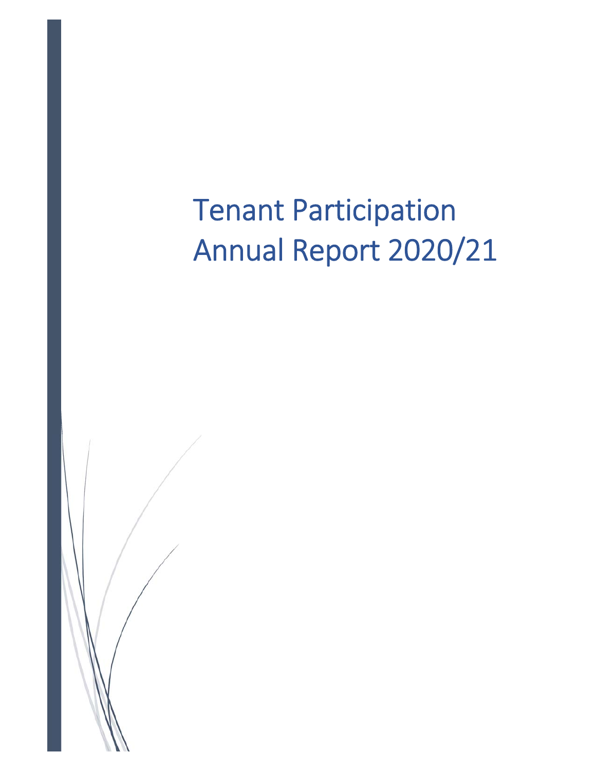# Tenant Participation Annual Report 2020/21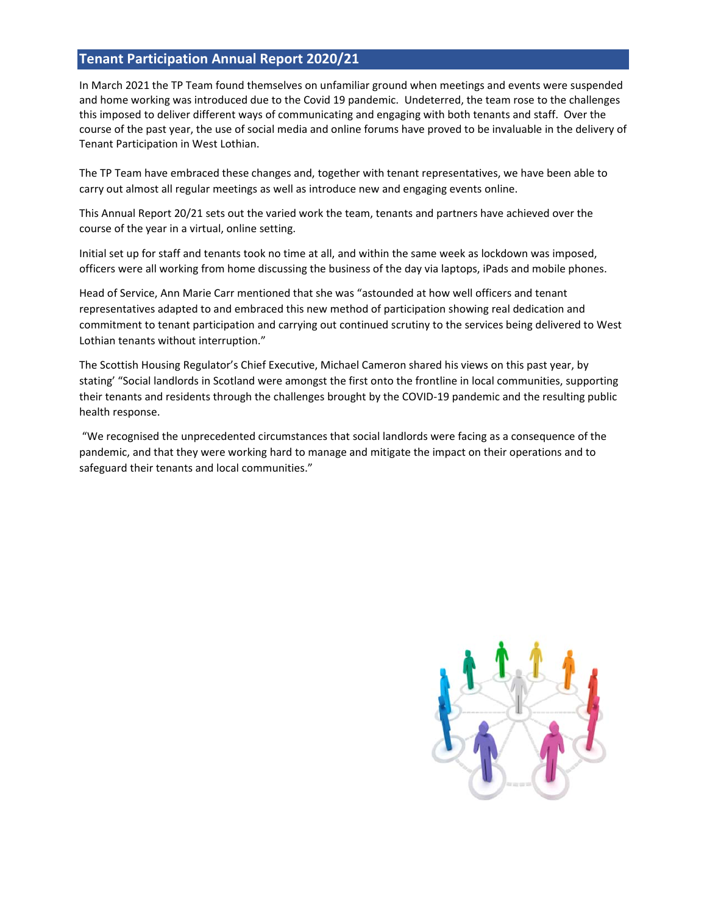## Tenant Participation Annual Report 2020/21

In March 2021 the TP Team found themselves on unfamiliar ground when meetings and events were suspended and home working was introduced due to the Covid 19 pandemic. Undeterred, the team rose to the challenges this imposed to deliver different ways of communicating and engaging with both tenants and staff. Over the course of the past year, the use of social media and online forums have proved to be invaluable in the delivery of Tenant Participation in West Lothian.

The TP Team have embraced these changes and, together with tenant representatives, we have been able to carry out almost all regular meetings as well as introduce new and engaging events online.

This Annual Report 20/21 sets out the varied work the team, tenants and partners have achieved over the course of the year in a virtual, online setting.

Initial set up for staff and tenants took no time at all, and within the same week as lockdown was imposed, officers were all working from home discussing the business of the day via laptops, iPads and mobile phones.

Head of Service, Ann Marie Carr mentioned that she was "astounded at how well officers and tenant representatives adapted to and embraced this new method of participation showing real dedication and commitment to tenant participation and carrying out continued scrutiny to the services being delivered to West Lothian tenants without interruption."

The Scottish Housing Regulator's Chief Executive, Michael Cameron shared his views on this past year, by stating' "Social landlords in Scotland were amongst the first onto the frontline in local communities, supporting their tenants and residents through the challenges brought by the COVID-19 pandemic and the resulting public health response.

"We recognised the unprecedented circumstances that social landlords were facing as a consequence of the pandemic, and that they were working hard to manage and mitigate the impact on their operations and to safeguard their tenants and local communities."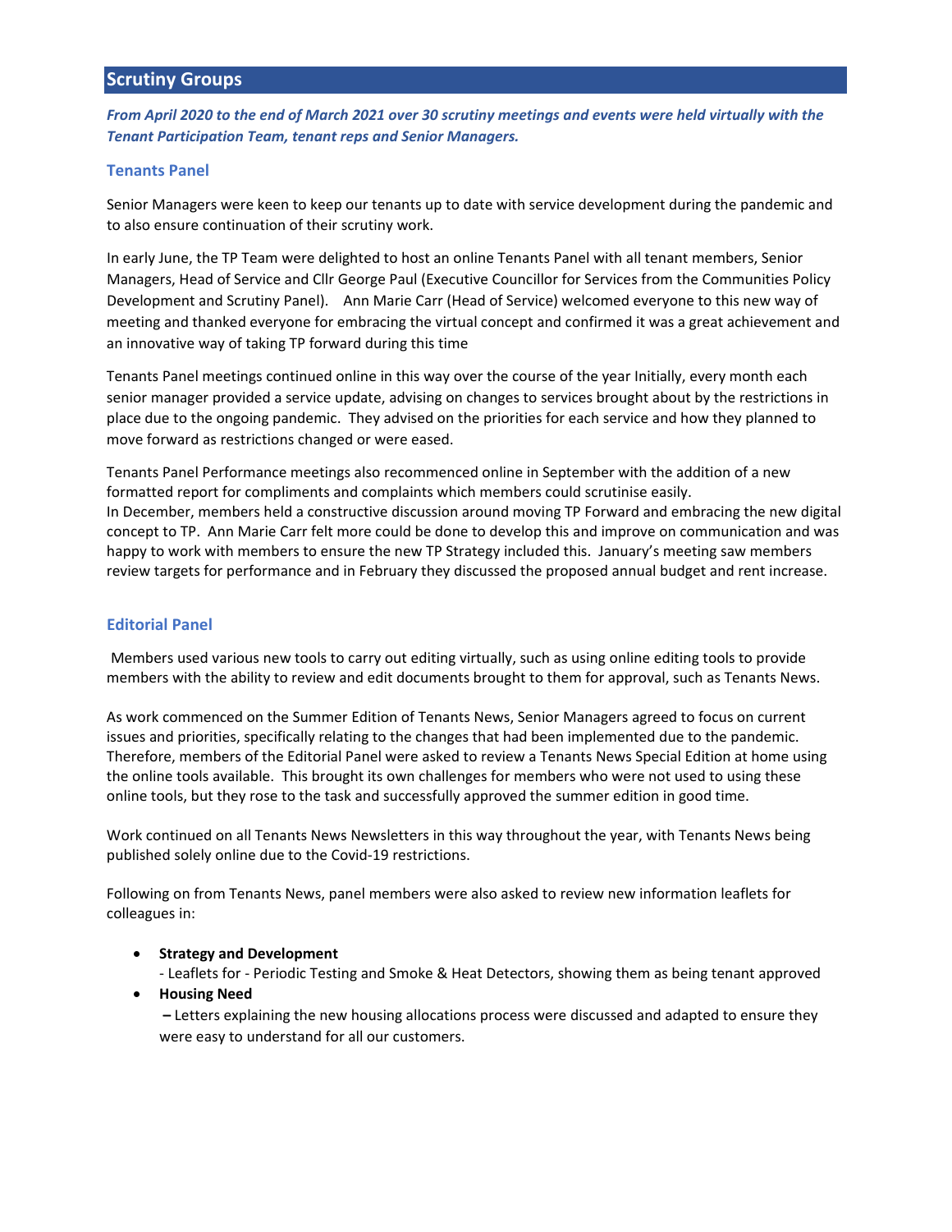## Scrutiny Groups

***From April 2020 to the end of March 2021 over 30 scrutiny meetings and events were held virtually with the Tenant Participation Team, tenant reps and Senior Managers.***

### Tenants Panel

Senior Managers were keen to keep our tenants up to date with service development during the pandemic and to also ensure continuation of their scrutiny work.

In early June, the TP Team were delighted to host an online Tenants Panel with all tenant members, Senior Managers, Head of Service and Cllr George Paul (Executive Councillor for Services from the Communities Policy Development and Scrutiny Panel). Ann Marie Carr (Head of Service) welcomed everyone to this new way of meeting and thanked everyone for embracing the virtual concept and confirmed it was a great achievement and an innovative way of taking TP forward during this time

Tenants Panel meetings continued online in this way over the course of the year Initially, every month each senior manager provided a service update, advising on changes to services brought about by the restrictions in place due to the ongoing pandemic. They advised on the priorities for each service and how they planned to move forward as restrictions changed or were eased.

Tenants Panel Performance meetings also recommenced online in September with the addition of a new formatted report for compliments and complaints which members could scrutinise easily.
In December, members held a constructive discussion around moving TP Forward and embracing the new digital concept to TP. Ann Marie Carr felt more could be done to develop this and improve on communication and was happy to work with members to ensure the new TP Strategy included this. January's meeting saw members review targets for performance and in February they discussed the proposed annual budget and rent increase.

### Editorial Panel

Members used various new tools to carry out editing virtually, such as using online editing tools to provide members with the ability to review and edit documents brought to them for approval, such as Tenants News.

As work commenced on the Summer Edition of Tenants News, Senior Managers agreed to focus on current issues and priorities, specifically relating to the changes that had been implemented due to the pandemic. Therefore, members of the Editorial Panel were asked to review a Tenants News Special Edition at home using the online tools available. This brought its own challenges for members who were not used to using these online tools, but they rose to the task and successfully approved the summer edition in good time.

Work continued on all Tenants News Newsletters in this way throughout the year, with Tenants News being published solely online due to the Covid-19 restrictions.

Following on from Tenants News, panel members were also asked to review new information leaflets for colleagues in:

- **Strategy and Development**
  - Leaflets for - Periodic Testing and Smoke & Heat Detectors, showing them as being tenant approved
- **Housing Need**
  **–** Letters explaining the new housing allocations process were discussed and adapted to ensure they were easy to understand for all our customers.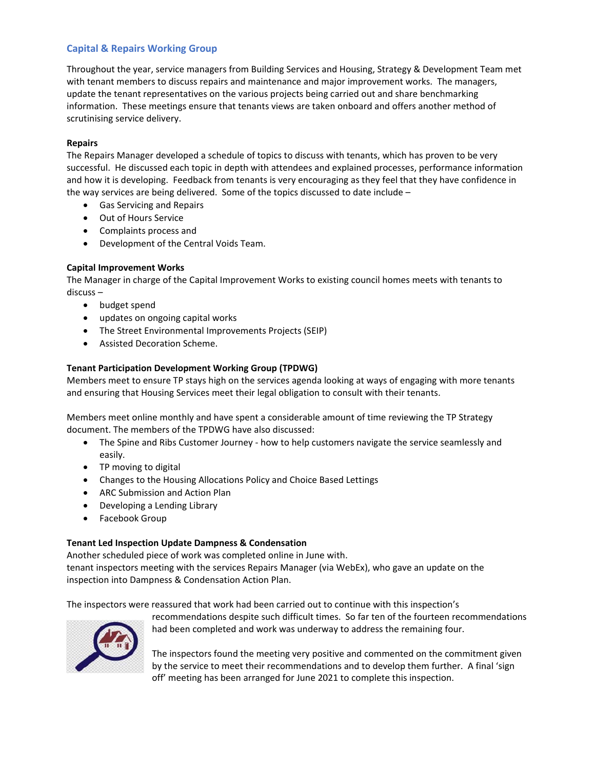## Capital & Repairs Working Group

Throughout the year, service managers from Building Services and Housing, Strategy & Development Team met with tenant members to discuss repairs and maintenance and major improvement works. The managers, update the tenant representatives on the various projects being carried out and share benchmarking information. These meetings ensure that tenants views are taken onboard and offers another method of scrutinising service delivery.

**Repairs**

The Repairs Manager developed a schedule of topics to discuss with tenants, which has proven to be very successful. He discussed each topic in depth with attendees and explained processes, performance information and how it is developing. Feedback from tenants is very encouraging as they feel that they have confidence in the way services are being delivered. Some of the topics discussed to date include –

- Gas Servicing and Repairs
- Out of Hours Service
- Complaints process and
- Development of the Central Voids Team.

**Capital Improvement Works**

The Manager in charge of the Capital Improvement Works to existing council homes meets with tenants to discuss –

- budget spend
- updates on ongoing capital works
- The Street Environmental Improvements Projects (SEIP)
- Assisted Decoration Scheme.

**Tenant Participation Development Working Group (TPDWG)**

Members meet to ensure TP stays high on the services agenda looking at ways of engaging with more tenants and ensuring that Housing Services meet their legal obligation to consult with their tenants.

Members meet online monthly and have spent a considerable amount of time reviewing the TP Strategy document. The members of the TPDWG have also discussed:

- The Spine and Ribs Customer Journey - how to help customers navigate the service seamlessly and easily.
- TP moving to digital
- Changes to the Housing Allocations Policy and Choice Based Lettings
- ARC Submission and Action Plan
- Developing a Lending Library
- Facebook Group

**Tenant Led Inspection Update Dampness & Condensation**

Another scheduled piece of work was completed online in June with.
tenant inspectors meeting with the services Repairs Manager (via WebEx), who gave an update on the inspection into Dampness & Condensation Action Plan.

The inspectors were reassured that work had been carried out to continue with this inspection's recommendations despite such difficult times. So far ten of the fourteen recommendations had been completed and work was underway to address the remaining four.

The inspectors found the meeting very positive and commented on the commitment given by the service to meet their recommendations and to develop them further. A final 'sign off' meeting has been arranged for June 2021 to complete this inspection.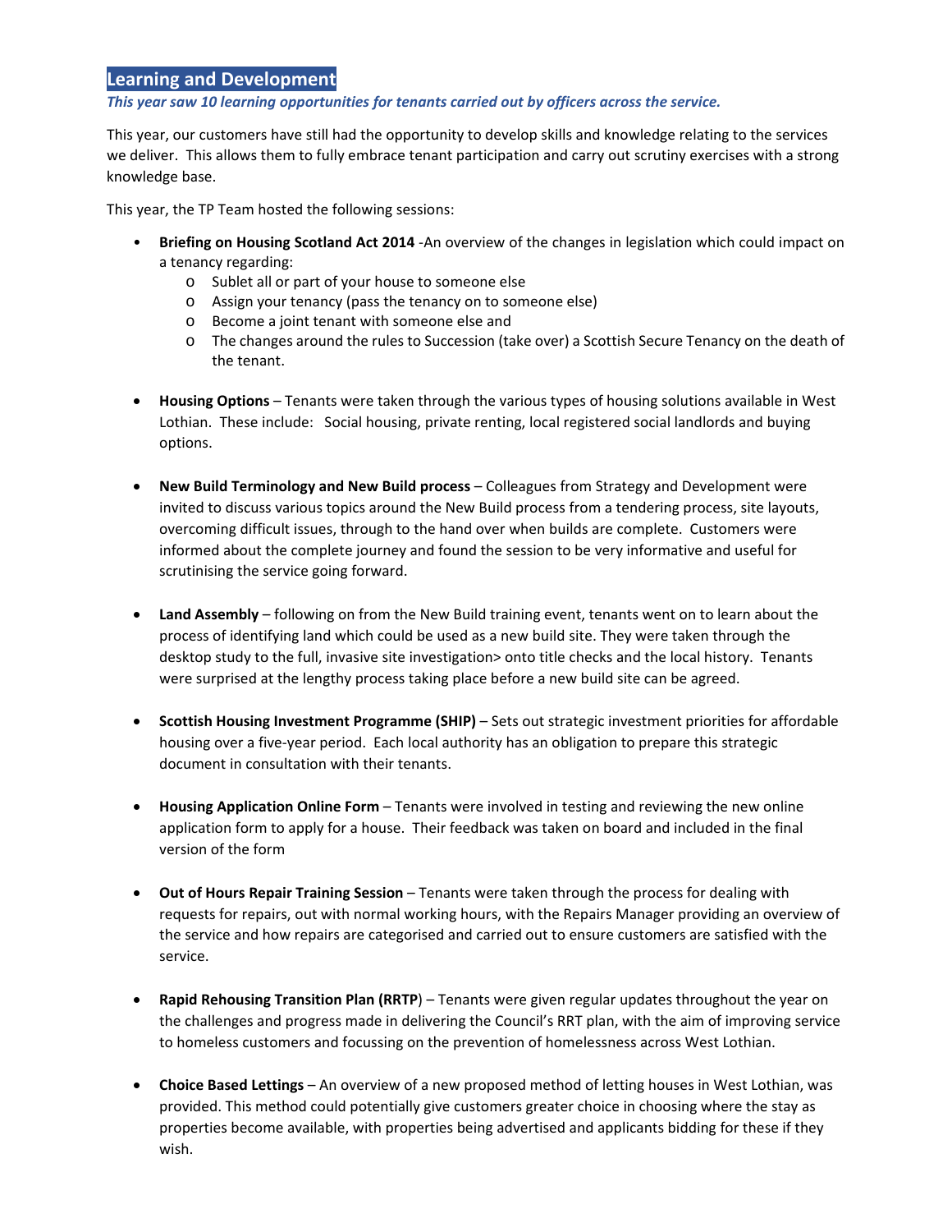## Learning and Development

***This year saw 10 learning opportunities for tenants carried out by officers across the service.***

This year, our customers have still had the opportunity to develop skills and knowledge relating to the services we deliver. This allows them to fully embrace tenant participation and carry out scrutiny exercises with a strong knowledge base.

This year, the TP Team hosted the following sessions:

- **Briefing on Housing Scotland Act 2014** -An overview of the changes in legislation which could impact on a tenancy regarding:
  - Sublet all or part of your house to someone else
  - Assign your tenancy (pass the tenancy on to someone else)
  - Become a joint tenant with someone else and
  - The changes around the rules to Succession (take over) a Scottish Secure Tenancy on the death of the tenant.

- **Housing Options** – Tenants were taken through the various types of housing solutions available in West Lothian. These include: Social housing, private renting, local registered social landlords and buying options.

- **New Build Terminology and New Build process** – Colleagues from Strategy and Development were invited to discuss various topics around the New Build process from a tendering process, site layouts, overcoming difficult issues, through to the hand over when builds are complete. Customers were informed about the complete journey and found the session to be very informative and useful for scrutinising the service going forward.

- **Land Assembly** – following on from the New Build training event, tenants went on to learn about the process of identifying land which could be used as a new build site. They were taken through the desktop study to the full, invasive site investigation> onto title checks and the local history. Tenants were surprised at the lengthy process taking place before a new build site can be agreed.

- **Scottish Housing Investment Programme (SHIP)** – Sets out strategic investment priorities for affordable housing over a five-year period. Each local authority has an obligation to prepare this strategic document in consultation with their tenants.

- **Housing Application Online Form** – Tenants were involved in testing and reviewing the new online application form to apply for a house. Their feedback was taken on board and included in the final version of the form

- **Out of Hours Repair Training Session** – Tenants were taken through the process for dealing with requests for repairs, out with normal working hours, with the Repairs Manager providing an overview of the service and how repairs are categorised and carried out to ensure customers are satisfied with the service.

- **Rapid Rehousing Transition Plan (RRTP**) – Tenants were given regular updates throughout the year on the challenges and progress made in delivering the Council's RRT plan, with the aim of improving service to homeless customers and focussing on the prevention of homelessness across West Lothian.

- **Choice Based Lettings** – An overview of a new proposed method of letting houses in West Lothian, was provided. This method could potentially give customers greater choice in choosing where the stay as properties become available, with properties being advertised and applicants bidding for these if they wish.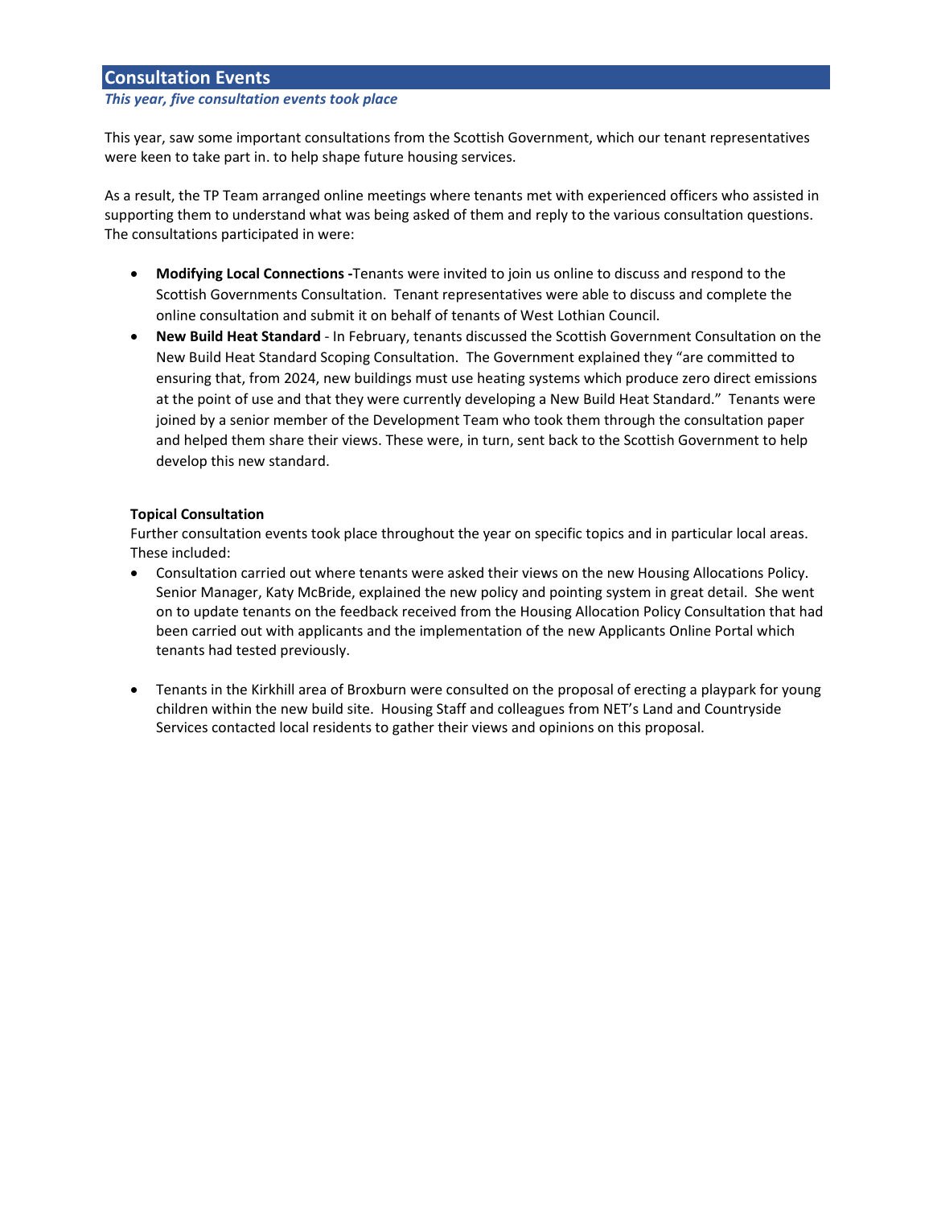## Consultation Events

***This year, five consultation events took place***

This year, saw some important consultations from the Scottish Government, which our tenant representatives were keen to take part in. to help shape future housing services.

As a result, the TP Team arranged online meetings where tenants met with experienced officers who assisted in supporting them to understand what was being asked of them and reply to the various consultation questions. The consultations participated in were:

- **Modifying Local Connections -**Tenants were invited to join us online to discuss and respond to the Scottish Governments Consultation. Tenant representatives were able to discuss and complete the online consultation and submit it on behalf of tenants of West Lothian Council.
- **New Build Heat Standard** - In February, tenants discussed the Scottish Government Consultation on the New Build Heat Standard Scoping Consultation. The Government explained they "are committed to ensuring that, from 2024, new buildings must use heating systems which produce zero direct emissions at the point of use and that they were currently developing a New Build Heat Standard." Tenants were joined by a senior member of the Development Team who took them through the consultation paper and helped them share their views. These were, in turn, sent back to the Scottish Government to help develop this new standard.

**Topical Consultation**

Further consultation events took place throughout the year on specific topics and in particular local areas. These included:

- Consultation carried out where tenants were asked their views on the new Housing Allocations Policy. Senior Manager, Katy McBride, explained the new policy and pointing system in great detail. She went on to update tenants on the feedback received from the Housing Allocation Policy Consultation that had been carried out with applicants and the implementation of the new Applicants Online Portal which tenants had tested previously.

- Tenants in the Kirkhill area of Broxburn were consulted on the proposal of erecting a playpark for young children within the new build site. Housing Staff and colleagues from NET's Land and Countryside Services contacted local residents to gather their views and opinions on this proposal.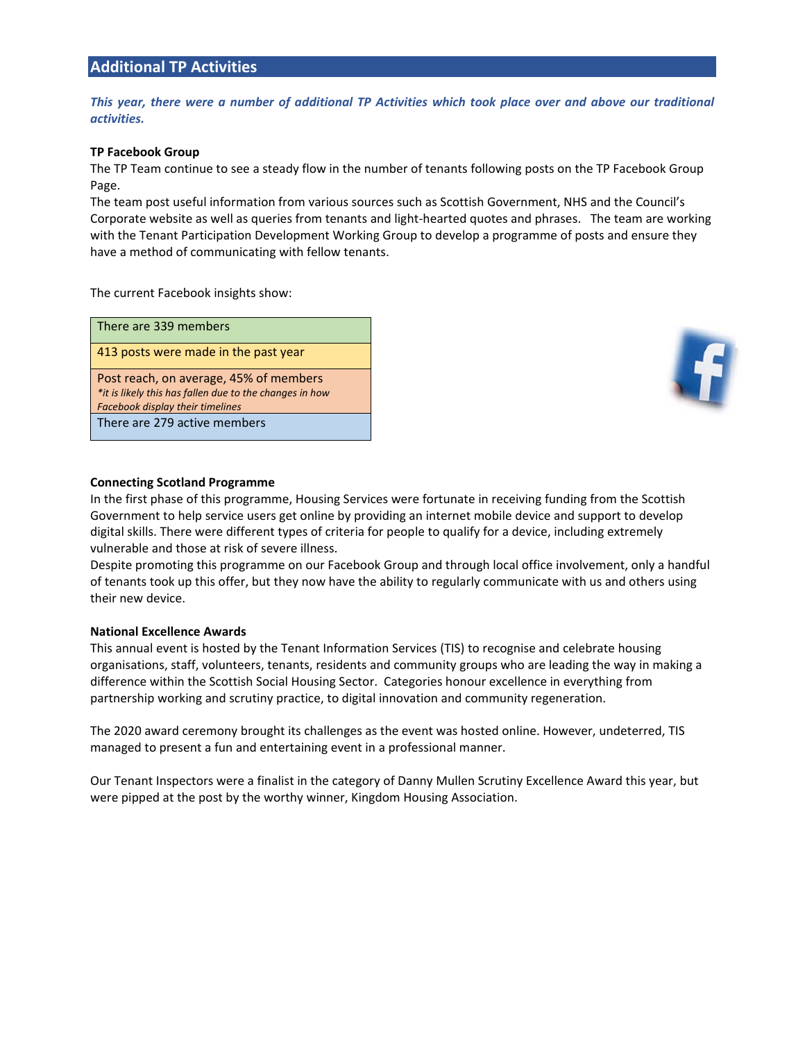## Additional TP Activities

***This year, there were a number of additional TP Activities which took place over and above our traditional activities.***

**TP Facebook Group**

The TP Team continue to see a steady flow in the number of tenants following posts on the TP Facebook Group Page.

The team post useful information from various sources such as Scottish Government, NHS and the Council's Corporate website as well as queries from tenants and light-hearted quotes and phrases. The team are working with the Tenant Participation Development Working Group to develop a programme of posts and ensure they have a method of communicating with fellow tenants.

The current Facebook insights show:

| There are 339 members |
|---|
| 413 posts were made in the past year |
| Post reach, on average, 45% of members<br>*\*it is likely this has fallen due to the changes in how Facebook display their timelines* |
| There are 279 active members |

**Connecting Scotland Programme**

In the first phase of this programme, Housing Services were fortunate in receiving funding from the Scottish Government to help service users get online by providing an internet mobile device and support to develop digital skills. There were different types of criteria for people to qualify for a device, including extremely vulnerable and those at risk of severe illness.

Despite promoting this programme on our Facebook Group and through local office involvement, only a handful of tenants took up this offer, but they now have the ability to regularly communicate with us and others using their new device.

**National Excellence Awards**

This annual event is hosted by the Tenant Information Services (TIS) to recognise and celebrate housing organisations, staff, volunteers, tenants, residents and community groups who are leading the way in making a difference within the Scottish Social Housing Sector. Categories honour excellence in everything from partnership working and scrutiny practice, to digital innovation and community regeneration.

The 2020 award ceremony brought its challenges as the event was hosted online. However, undeterred, TIS managed to present a fun and entertaining event in a professional manner.

Our Tenant Inspectors were a finalist in the category of Danny Mullen Scrutiny Excellence Award this year, but were pipped at the post by the worthy winner, Kingdom Housing Association.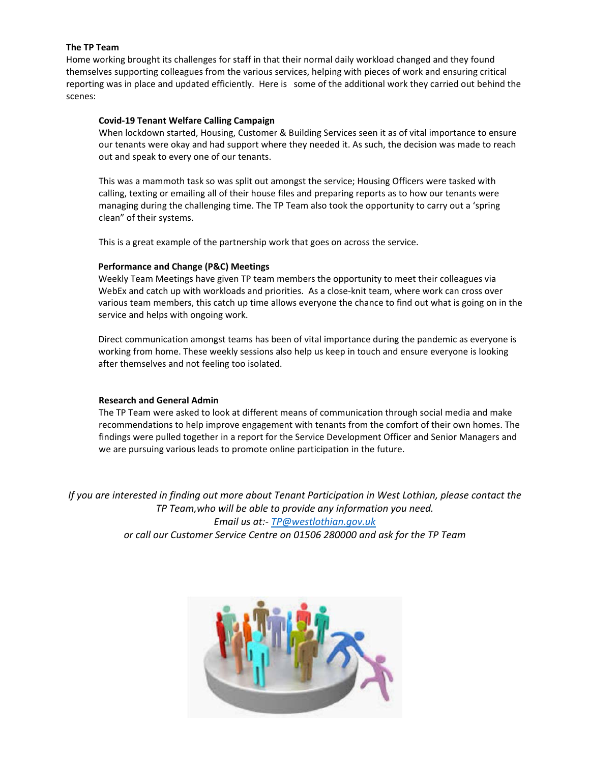**The TP Team**

Home working brought its challenges for staff in that their normal daily workload changed and they found themselves supporting colleagues from the various services, helping with pieces of work and ensuring critical reporting was in place and updated efficiently. Here is some of the additional work they carried out behind the scenes:

**Covid-19 Tenant Welfare Calling Campaign**

When lockdown started, Housing, Customer & Building Services seen it as of vital importance to ensure our tenants were okay and had support where they needed it. As such, the decision was made to reach out and speak to every one of our tenants.

This was a mammoth task so was split out amongst the service; Housing Officers were tasked with calling, texting or emailing all of their house files and preparing reports as to how our tenants were managing during the challenging time. The TP Team also took the opportunity to carry out a 'spring clean" of their systems.

This is a great example of the partnership work that goes on across the service.

**Performance and Change (P&C) Meetings**

Weekly Team Meetings have given TP team members the opportunity to meet their colleagues via WebEx and catch up with workloads and priorities. As a close-knit team, where work can cross over various team members, this catch up time allows everyone the chance to find out what is going on in the service and helps with ongoing work.

Direct communication amongst teams has been of vital importance during the pandemic as everyone is working from home. These weekly sessions also help us keep in touch and ensure everyone is looking after themselves and not feeling too isolated.

**Research and General Admin**

The TP Team were asked to look at different means of communication through social media and make recommendations to help improve engagement with tenants from the comfort of their own homes. The findings were pulled together in a report for the Service Development Officer and Senior Managers and we are pursuing various leads to promote online participation in the future.

*If you are interested in finding out more about Tenant Participation in West Lothian, please contact the TP Team,who will be able to provide any information you need.*
*Email us at:- TP@westlothian.gov.uk*
*or call our Customer Service Centre on 01506 280000 and ask for the TP Team*